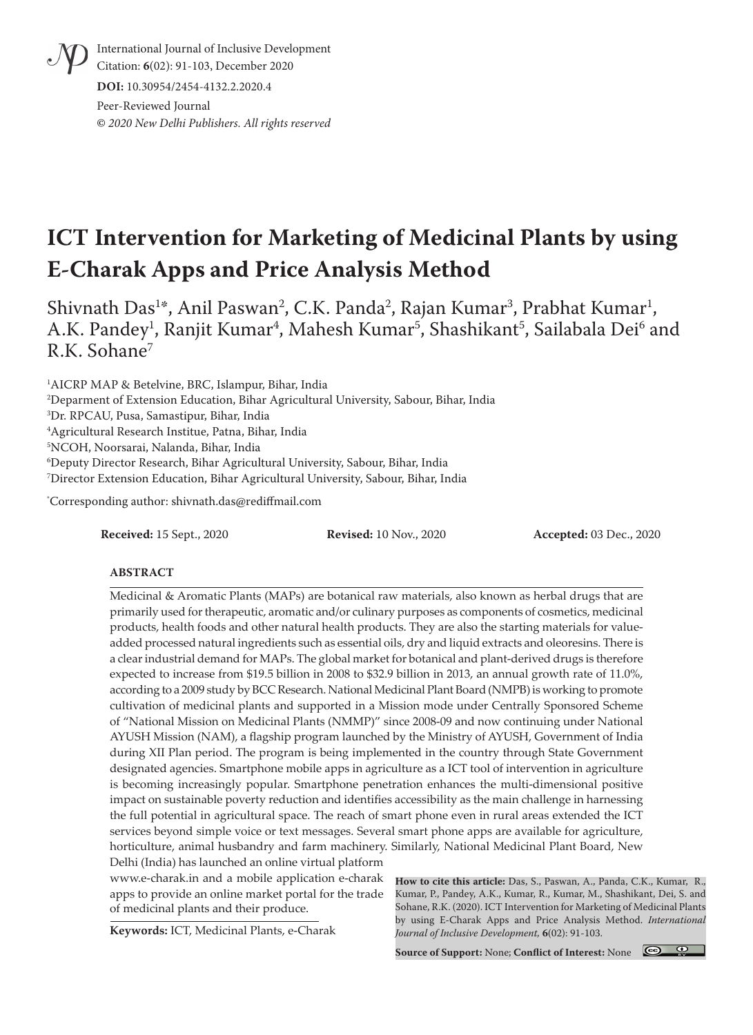International Journal of Inclusive Development
Citation: **6**(02): 91-103, December 2020

**DOI:** 10.30954/2454-4132.2.2020.4

Peer-Reviewed Journal

*© 2020 New Delhi Publishers. All rights reserved*

# ICT Intervention for Marketing of Medicinal Plants by using E-Charak Apps and Price Analysis Method

Shivnath Das[1*], Anil Paswan[2], C.K. Panda[2], Rajan Kumar[3], Prabhat Kumar[1], A.K. Pandey[1], Ranjit Kumar[4], Mahesh Kumar[5], Shashikant[5], Sailabala Dei[6] and R.K. Sohane[7]

[1]AICRP MAP & Betelvine, BRC, Islampur, Bihar, India
[2]Deparment of Extension Education, Bihar Agricultural University, Sabour, Bihar, India
[3]Dr. RPCAU, Pusa, Samastipur, Bihar, India
[4]Agricultural Research Institue, Patna, Bihar, India
[5]NCOH, Noorsarai, Nalanda, Bihar, India
[6]Deputy Director Research, Bihar Agricultural University, Sabour, Bihar, India
[7]Director Extension Education, Bihar Agricultural University, Sabour, Bihar, India

[*]Corresponding author: shivnath.das@rediffmail.com

**Received:** 15 Sept., 2020 **Revised:** 10 Nov., 2020 **Accepted:** 03 Dec., 2020

## ABSTRACT

Medicinal & Aromatic Plants (MAPs) are botanical raw materials, also known as herbal drugs that are primarily used for therapeutic, aromatic and/or culinary purposes as components of cosmetics, medicinal products, health foods and other natural health products. They are also the starting materials for value-added processed natural ingredients such as essential oils, dry and liquid extracts and oleoresins. There is a clear industrial demand for MAPs. The global market for botanical and plant-derived drugs is therefore expected to increase from \$19.5 billion in 2008 to \$32.9 billion in 2013, an annual growth rate of 11.0%, according to a 2009 study by BCC Research. National Medicinal Plant Board (NMPB) is working to promote cultivation of medicinal plants and supported in a Mission mode under Centrally Sponsored Scheme of "National Mission on Medicinal Plants (NMMP)" since 2008-09 and now continuing under National AYUSH Mission (NAM), a flagship program launched by the Ministry of AYUSH, Government of India during XII Plan period. The program is being implemented in the country through State Government designated agencies. Smartphone mobile apps in agriculture as a ICT tool of intervention in agriculture is becoming increasingly popular. Smartphone penetration enhances the multi-dimensional positive impact on sustainable poverty reduction and identifies accessibility as the main challenge in harnessing the full potential in agricultural space. The reach of smart phone even in rural areas extended the ICT services beyond simple voice or text messages. Several smart phone apps are available for agriculture, horticulture, animal husbandry and farm machinery. Similarly, National Medicinal Plant Board, New Delhi (India) has launched an online virtual platform www.e-charak.in and a mobile application e-charak apps to provide an online market portal for the trade of medicinal plants and their produce.

**Keywords:** ICT, Medicinal Plants, e-Charak

**How to cite this article:** Das, S., Paswan, A., Panda, C.K., Kumar, R., Kumar, P., Pandey, A.K., Kumar, R., Kumar, M., Shashikant, Dei, S. and Sohane, R.K. (2020). ICT Intervention for Marketing of Medicinal Plants by using E-Charak Apps and Price Analysis Method. *International Journal of Inclusive Development*, **6**(02): 91-103.

**Source of Support:** None; **Conflict of Interest:** None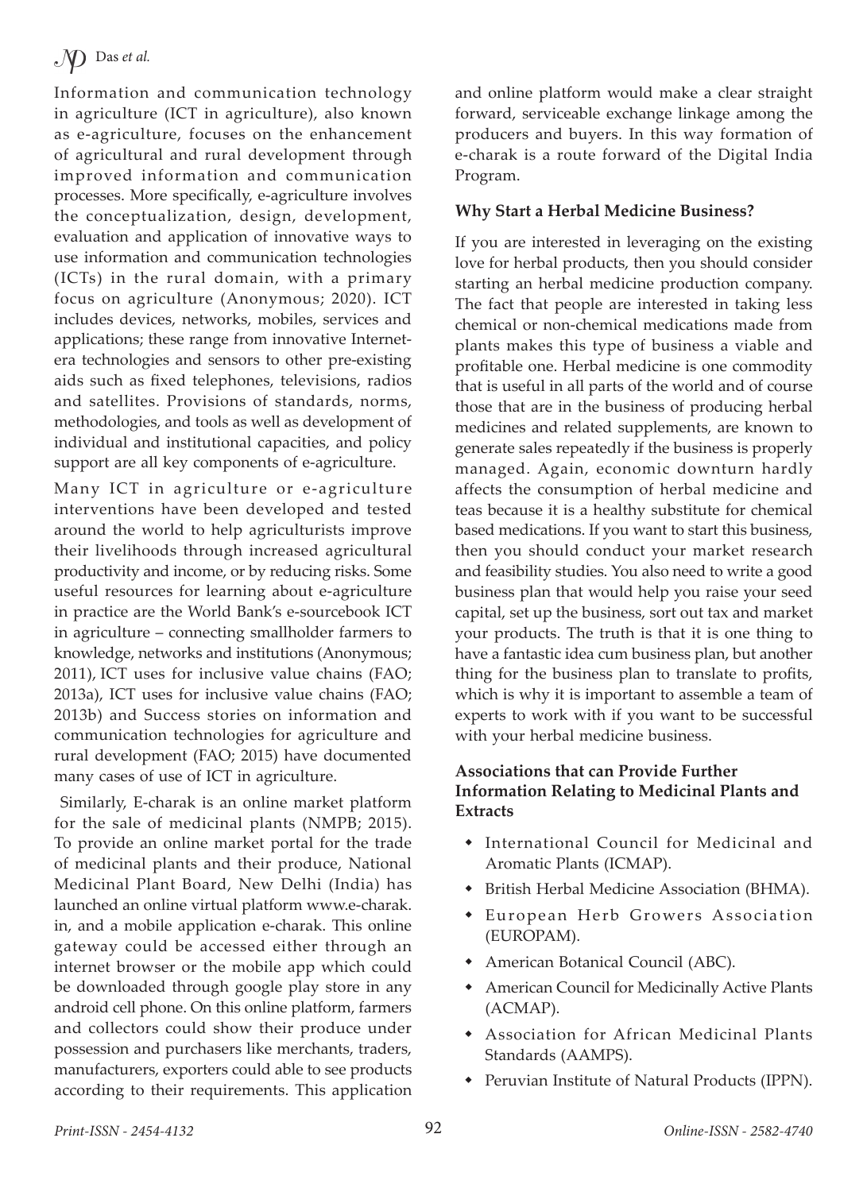Information and communication technology in agriculture (ICT in agriculture), also known as e-agriculture, focuses on the enhancement of agricultural and rural development through improved information and communication processes. More specifically, e-agriculture involves the conceptualization, design, development, evaluation and application of innovative ways to use information and communication technologies (ICTs) in the rural domain, with a primary focus on agriculture (Anonymous; 2020). ICT includes devices, networks, mobiles, services and applications; these range from innovative Internet-era technologies and sensors to other pre-existing aids such as fixed telephones, televisions, radios and satellites. Provisions of standards, norms, methodologies, and tools as well as development of individual and institutional capacities, and policy support are all key components of e-agriculture.

Many ICT in agriculture or e-agriculture interventions have been developed and tested around the world to help agriculturists improve their livelihoods through increased agricultural productivity and income, or by reducing risks. Some useful resources for learning about e-agriculture in practice are the World Bank's e-sourcebook ICT in agriculture – connecting smallholder farmers to knowledge, networks and institutions (Anonymous; 2011), ICT uses for inclusive value chains (FAO; 2013a), ICT uses for inclusive value chains (FAO; 2013b) and Success stories on information and communication technologies for agriculture and rural development (FAO; 2015) have documented many cases of use of ICT in agriculture.

Similarly, E-charak is an online market platform for the sale of medicinal plants (NMPB; 2015). To provide an online market portal for the trade of medicinal plants and their produce, National Medicinal Plant Board, New Delhi (India) has launched an online virtual platform www.e-charak.in, and a mobile application e-charak. This online gateway could be accessed either through an internet browser or the mobile app which could be downloaded through google play store in any android cell phone. On this online platform, farmers and collectors could show their produce under possession and purchasers like merchants, traders, manufacturers, exporters could able to see products according to their requirements. This application and online platform would make a clear straight forward, serviceable exchange linkage among the producers and buyers. In this way formation of e-charak is a route forward of the Digital India Program.

## Why Start a Herbal Medicine Business?

If you are interested in leveraging on the existing love for herbal products, then you should consider starting an herbal medicine production company. The fact that people are interested in taking less chemical or non-chemical medications made from plants makes this type of business a viable and profitable one. Herbal medicine is one commodity that is useful in all parts of the world and of course those that are in the business of producing herbal medicines and related supplements, are known to generate sales repeatedly if the business is properly managed. Again, economic downturn hardly affects the consumption of herbal medicine and teas because it is a healthy substitute for chemical based medications. If you want to start this business, then you should conduct your market research and feasibility studies. You also need to write a good business plan that would help you raise your seed capital, set up the business, sort out tax and market your products. The truth is that it is one thing to have a fantastic idea cum business plan, but another thing for the business plan to translate to profits, which is why it is important to assemble a team of experts to work with if you want to be successful with your herbal medicine business.

## Associations that can Provide Further Information Relating to Medicinal Plants and Extracts

- International Council for Medicinal and Aromatic Plants (ICMAP).
- British Herbal Medicine Association (BHMA).
- European Herb Growers Association (EUROPAM).
- American Botanical Council (ABC).
- American Council for Medicinally Active Plants (ACMAP).
- Association for African Medicinal Plants Standards (AAMPS).
- Peruvian Institute of Natural Products (IPPN).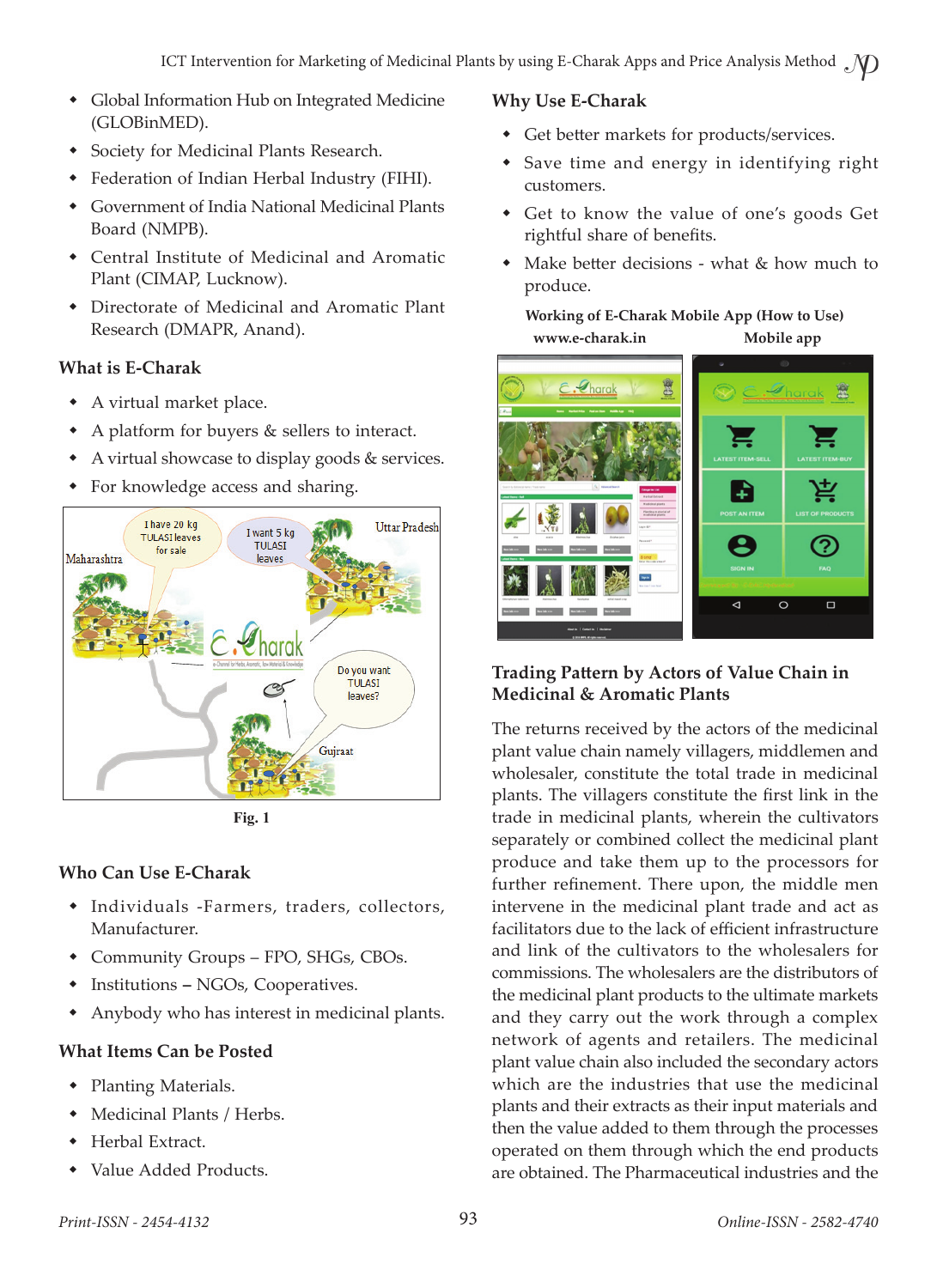- Global Information Hub on Integrated Medicine (GLOBinMED).
- Society for Medicinal Plants Research.
- Federation of Indian Herbal Industry (FIHI).
- Government of India National Medicinal Plants Board (NMPB).
- Central Institute of Medicinal and Aromatic Plant (CIMAP, Lucknow).
- Directorate of Medicinal and Aromatic Plant Research (DMAPR, Anand).

### What is E-Charak

- A virtual market place.
- A platform for buyers & sellers to interact.
- A virtual showcase to display goods & services.
- For knowledge access and sharing.

**Fig. 1**

### Who Can Use E-Charak

- Individuals -Farmers, traders, collectors, Manufacturer.
- Community Groups – FPO, SHGs, CBOs.
- Institutions – NGOs, Cooperatives.
- Anybody who has interest in medicinal plants.

### What Items Can be Posted

- Planting Materials.
- Medicinal Plants / Herbs.
- Herbal Extract.
- Value Added Products.

### Why Use E-Charak

- Get better markets for products/services.
- Save time and energy in identifying right customers.
- Get to know the value of one's goods Get rightful share of benefits.
- Make better decisions - what & how much to produce.

**Working of E-Charak Mobile App (How to Use)**

**www.e-charak.in** **Mobile app**

### Trading Pattern by Actors of Value Chain in Medicinal & Aromatic Plants

The returns received by the actors of the medicinal plant value chain namely villagers, middlemen and wholesaler, constitute the total trade in medicinal plants. The villagers constitute the first link in the trade in medicinal plants, wherein the cultivators separately or combined collect the medicinal plant produce and take them up to the processors for further refinement. There upon, the middle men intervene in the medicinal plant trade and act as facilitators due to the lack of efficient infrastructure and link of the cultivators to the wholesalers for commissions. The wholesalers are the distributors of the medicinal plant products to the ultimate markets and they carry out the work through a complex network of agents and retailers. The medicinal plant value chain also included the secondary actors which are the industries that use the medicinal plants and their extracts as their input materials and then the value added to them through the processes operated on them through which the end products are obtained. The Pharmaceutical industries and the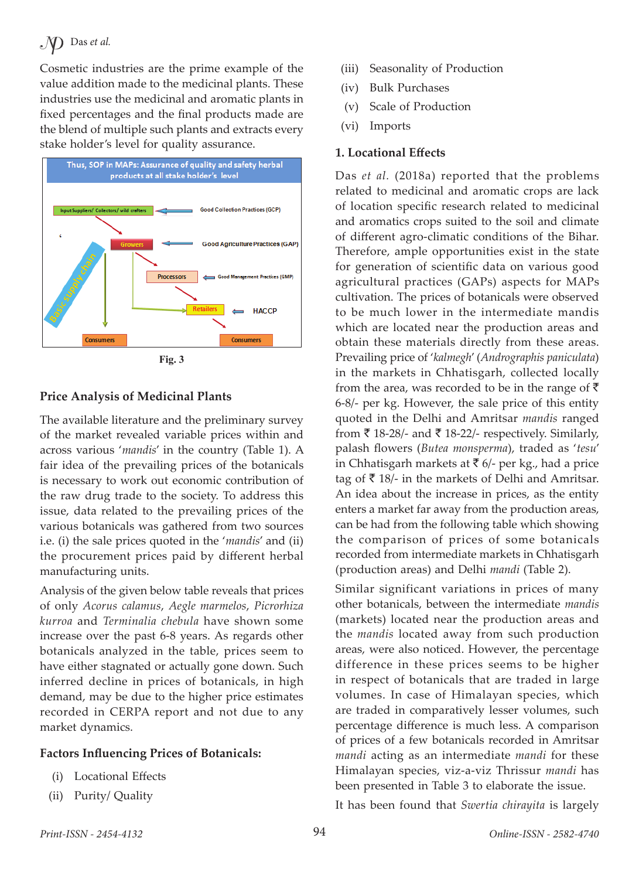Cosmetic industries are the prime example of the value addition made to the medicinal plants. These industries use the medicinal and aromatic plants in fixed percentages and the final products made are the blend of multiple such plants and extracts every stake holder's level for quality assurance.

Fig. 3

## Price Analysis of Medicinal Plants

The available literature and the preliminary survey of the market revealed variable prices within and across various '*mandis*' in the country (Table 1). A fair idea of the prevailing prices of the botanicals is necessary to work out economic contribution of the raw drug trade to the society. To address this issue, data related to the prevailing prices of the various botanicals was gathered from two sources i.e. (i) the sale prices quoted in the '*mandis*' and (ii) the procurement prices paid by different herbal manufacturing units.

Analysis of the given below table reveals that prices of only *Acorus calamus*, *Aegle marmelos*, *Picrorhiza kurroa* and *Terminalia chebula* have shown some increase over the past 6-8 years. As regards other botanicals analyzed in the table, prices seem to have either stagnated or actually gone down. Such inferred decline in prices of botanicals, in high demand, may be due to the higher price estimates recorded in CERPA report and not due to any market dynamics.

## Factors Influencing Prices of Botanicals:

(i) Locational Effects
(ii) Purity/ Quality
(iii) Seasonality of Production
(iv) Bulk Purchases
(v) Scale of Production
(vi) Imports

### 1. Locational Effects

Das *et al.* (2018a) reported that the problems related to medicinal and aromatic crops are lack of location specific research related to medicinal and aromatics crops suited to the soil and climate of different agro-climatic conditions of the Bihar. Therefore, ample opportunities exist in the state for generation of scientific data on various good agricultural practices (GAPs) aspects for MAPs cultivation. The prices of botanicals were observed to be much lower in the intermediate mandis which are located near the production areas and obtain these materials directly from these areas. Prevailing price of '*kalmegh*' (*Andrographis paniculata*) in the markets in Chhatisgarh, collected locally from the area, was recorded to be in the range of ₹ 6-8/- per kg. However, the sale price of this entity quoted in the Delhi and Amritsar *mandis* ranged from ₹ 18-28/- and ₹ 18-22/- respectively. Similarly, palash flowers (*Butea monsperma*), traded as '*tesu*' in Chhatisgarh markets at ₹ 6/- per kg., had a price tag of ₹ 18/- in the markets of Delhi and Amritsar. An idea about the increase in prices, as the entity enters a market far away from the production areas, can be had from the following table which showing the comparison of prices of some botanicals recorded from intermediate markets in Chhatisgarh (production areas) and Delhi *mandi* (Table 2).

Similar significant variations in prices of many other botanicals, between the intermediate *mandis* (markets) located near the production areas and the *mandis* located away from such production areas, were also noticed. However, the percentage difference in these prices seems to be higher in respect of botanicals that are traded in large volumes. In case of Himalayan species, which are traded in comparatively lesser volumes, such percentage difference is much less. A comparison of prices of a few botanicals recorded in Amritsar *mandi* acting as an intermediate *mandi* for these Himalayan species, viz-a-viz Thrissur *mandi* has been presented in Table 3 to elaborate the issue.

It has been found that *Swertia chirayita* is largely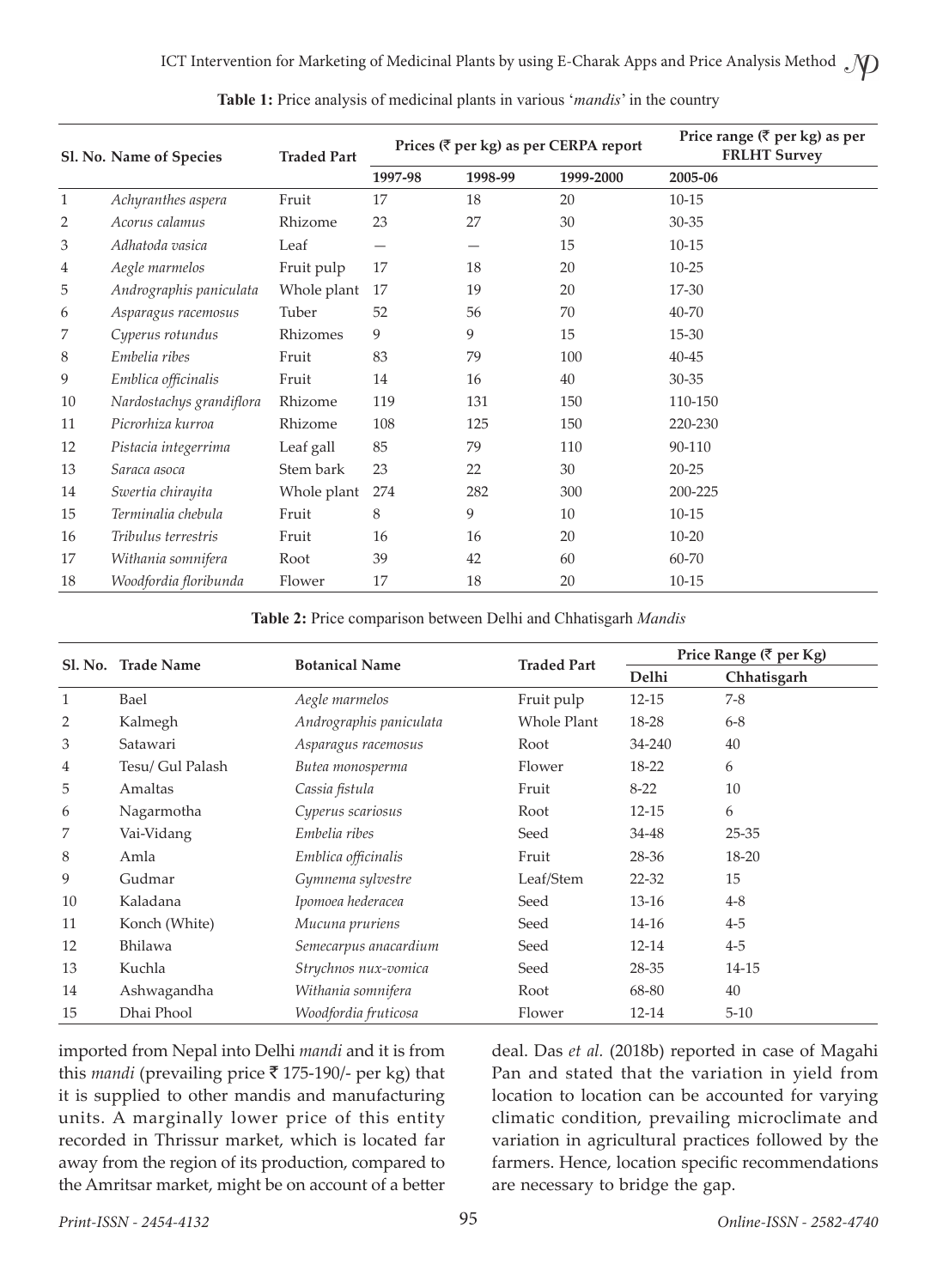**Table 1:** Price analysis of medicinal plants in various '*mandis*' in the country

| Sl. No. | Name of Species | Traded Part | Prices (₹ per kg) as per CERPA report | | | Price range (₹ per kg) as per FRLHT Survey |
|---|---|---|---|---|---|---|
| | | | 1997-98 | 1998-99 | 1999-2000 | 2005-06 |
| 1 | *Achyranthes aspera* | Fruit | 17 | 18 | 20 | 10-15 |
| 2 | *Acorus calamus* | Rhizome | 23 | 27 | 30 | 30-35 |
| 3 | *Adhatoda vasica* | Leaf | — | — | 15 | 10-15 |
| 4 | *Aegle marmelos* | Fruit pulp | 17 | 18 | 20 | 10-25 |
| 5 | *Andrographis paniculata* | Whole plant | 17 | 19 | 20 | 17-30 |
| 6 | *Asparagus racemosus* | Tuber | 52 | 56 | 70 | 40-70 |
| 7 | *Cyperus rotundus* | Rhizomes | 9 | 9 | 15 | 15-30 |
| 8 | *Embelia ribes* | Fruit | 83 | 79 | 100 | 40-45 |
| 9 | *Emblica officinalis* | Fruit | 14 | 16 | 40 | 30-35 |
| 10 | *Nardostachys grandiflora* | Rhizome | 119 | 131 | 150 | 110-150 |
| 11 | *Picrorhiza kurroa* | Rhizome | 108 | 125 | 150 | 220-230 |
| 12 | *Pistacia integerrima* | Leaf gall | 85 | 79 | 110 | 90-110 |
| 13 | *Saraca asoca* | Stem bark | 23 | 22 | 30 | 20-25 |
| 14 | *Swertia chirayita* | Whole plant | 274 | 282 | 300 | 200-225 |
| 15 | *Terminalia chebula* | Fruit | 8 | 9 | 10 | 10-15 |
| 16 | *Tribulus terrestris* | Fruit | 16 | 16 | 20 | 10-20 |
| 17 | *Withania somnifera* | Root | 39 | 42 | 60 | 60-70 |
| 18 | *Woodfordia floribunda* | Flower | 17 | 18 | 20 | 10-15 |

**Table 2:** Price comparison between Delhi and Chhatisgarh *Mandis*

| Sl. No. | Trade Name | Botanical Name | Traded Part | Price Range (₹ per Kg) | |
|---|---|---|---|---|---|
| | | | | Delhi | Chhatisgarh |
| 1 | Bael | *Aegle marmelos* | Fruit pulp | 12-15 | 7-8 |
| 2 | Kalmegh | *Andrographis paniculata* | Whole Plant | 18-28 | 6-8 |
| 3 | Satawari | *Asparagus racemosus* | Root | 34-240 | 40 |
| 4 | Tesu/ Gul Palash | *Butea monosperma* | Flower | 18-22 | 6 |
| 5 | Amaltas | *Cassia fistula* | Fruit | 8-22 | 10 |
| 6 | Nagarmotha | *Cyperus scariosus* | Root | 12-15 | 6 |
| 7 | Vai-Vidang | *Embelia ribes* | Seed | 34-48 | 25-35 |
| 8 | Amla | *Emblica officinalis* | Fruit | 28-36 | 18-20 |
| 9 | Gudmar | *Gymnema sylvestre* | Leaf/Stem | 22-32 | 15 |
| 10 | Kaladana | *Ipomoea hederacea* | Seed | 13-16 | 4-8 |
| 11 | Konch (White) | *Mucuna pruriens* | Seed | 14-16 | 4-5 |
| 12 | Bhilawa | *Semecarpus anacardium* | Seed | 12-14 | 4-5 |
| 13 | Kuchla | *Strychnos nux-vomica* | Seed | 28-35 | 14-15 |
| 14 | Ashwagandha | *Withania somnifera* | Root | 68-80 | 40 |
| 15 | Dhai Phool | *Woodfordia fruticosa* | Flower | 12-14 | 5-10 |

imported from Nepal into Delhi *mandi* and it is from this *mandi* (prevailing price ₹ 175-190/- per kg) that it is supplied to other mandis and manufacturing units. A marginally lower price of this entity recorded in Thrissur market, which is located far away from the region of its production, compared to the Amritsar market, might be on account of a better deal. Das *et al.* (2018b) reported in case of Magahi Pan and stated that the variation in yield from location to location can be accounted for varying climatic condition, prevailing microclimate and variation in agricultural practices followed by the farmers. Hence, location specific recommendations are necessary to bridge the gap.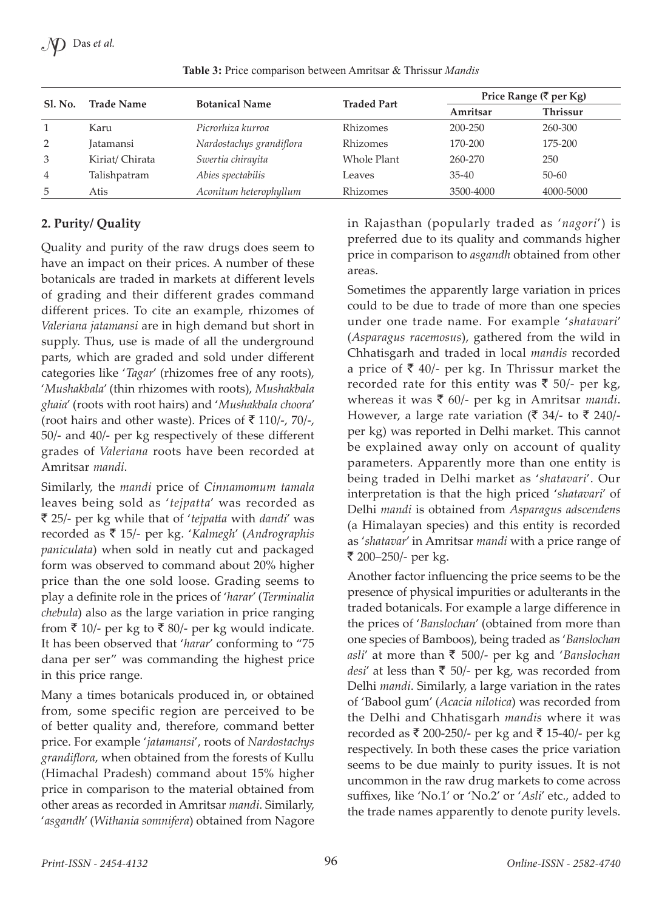**Table 3:** Price comparison between Amritsar & Thrissur *Mandis*

| Sl. No. | Trade Name | Botanical Name | Traded Part | Price Range (₹ per Kg) | |
|---|---|---|---|---|---|
| | | | | Amritsar | Thrissur |
| 1 | Karu | *Picrorhiza kurroa* | Rhizomes | 200-250 | 260-300 |
| 2 | Jatamansi | *Nardostachys grandiflora* | Rhizomes | 170-200 | 175-200 |
| 3 | Kiriat/ Chirata | *Swertia chirayita* | Whole Plant | 260-270 | 250 |
| 4 | Talishpatram | *Abies spectabilis* | Leaves | 35-40 | 50-60 |
| 5 | Atis | *Aconitum heterophyllum* | Rhizomes | 3500-4000 | 4000-5000 |

## 2. Purity/ Quality

Quality and purity of the raw drugs does seem to have an impact on their prices. A number of these botanicals are traded in markets at different levels of grading and their different grades command different prices. To cite an example, rhizomes of *Valeriana jatamansi* are in high demand but short in supply. Thus, use is made of all the underground parts, which are graded and sold under different categories like '*Tagar*' (rhizomes free of any roots), '*Mushakbala*' (thin rhizomes with roots), *Mushakbala ghaia*' (roots with root hairs) and '*Mushakbala choora*' (root hairs and other waste). Prices of ₹ 110/-, 70/-, 50/- and 40/- per kg respectively of these different grades of *Valeriana* roots have been recorded at Amritsar *mandi*.

Similarly, the *mandi* price of *Cinnamomum tamala* leaves being sold as '*tejpatta*' was recorded as ₹ 25/- per kg while that of '*tejpatta* with *dandi*' was recorded as ₹ 15/- per kg. '*Kalmegh*' (*Andrographis paniculata*) when sold in neatly cut and packaged form was observed to command about 20% higher price than the one sold loose. Grading seems to play a definite role in the prices of '*harar*' (*Terminalia chebula*) also as the large variation in price ranging from ₹ 10/- per kg to ₹ 80/- per kg would indicate. It has been observed that '*harar*' conforming to "75 dana per ser" was commanding the highest price in this price range.

Many a times botanicals produced in, or obtained from, some specific region are perceived to be of better quality and, therefore, command better price. For example '*jatamansi*', roots of *Nardostachys grandiflora*, when obtained from the forests of Kullu (Himachal Pradesh) command about 15% higher price in comparison to the material obtained from other areas as recorded in Amritsar *mandi*. Similarly, '*asgandh*' (*Withania somnifera*) obtained from Nagore in Rajasthan (popularly traded as '*nagori*') is preferred due to its quality and commands higher price in comparison to *asgandh* obtained from other areas.

Sometimes the apparently large variation in prices could to be due to trade of more than one species under one trade name. For example '*shatavari*' (*Asparagus racemosus*), gathered from the wild in Chhatisgarh and traded in local *mandis* recorded a price of ₹ 40/- per kg. In Thrissur market the recorded rate for this entity was ₹ 50/- per kg, whereas it was ₹ 60/- per kg in Amritsar *mandi*. However, a large rate variation (₹ 34/- to ₹ 240/- per kg) was reported in Delhi market. This cannot be explained away only on account of quality parameters. Apparently more than one entity is being traded in Delhi market as '*shatavari*'. Our interpretation is that the high priced '*shatavari*' of Delhi *mandi* is obtained from *Asparagus adscendens* (a Himalayan species) and this entity is recorded as '*shatavar*' in Amritsar *mandi* with a price range of ₹ 200–250/- per kg.

Another factor influencing the price seems to be the presence of physical impurities or adulterants in the traded botanicals. For example a large difference in the prices of '*Banslochan*' (obtained from more than one species of Bamboos), being traded as '*Banslochan asli*' at more than ₹ 500/- per kg and '*Banslochan desi*' at less than ₹ 50/- per kg, was recorded from Delhi *mandi*. Similarly, a large variation in the rates of 'Babool gum' (*Acacia nilotica*) was recorded from the Delhi and Chhatisgarh *mandis* where it was recorded as ₹ 200-250/- per kg and ₹ 15-40/- per kg respectively. In both these cases the price variation seems to be due mainly to purity issues. It is not uncommon in the raw drug markets to come across suffixes, like 'No.1' or 'No.2' or '*Asli*' etc., added to the trade names apparently to denote purity levels.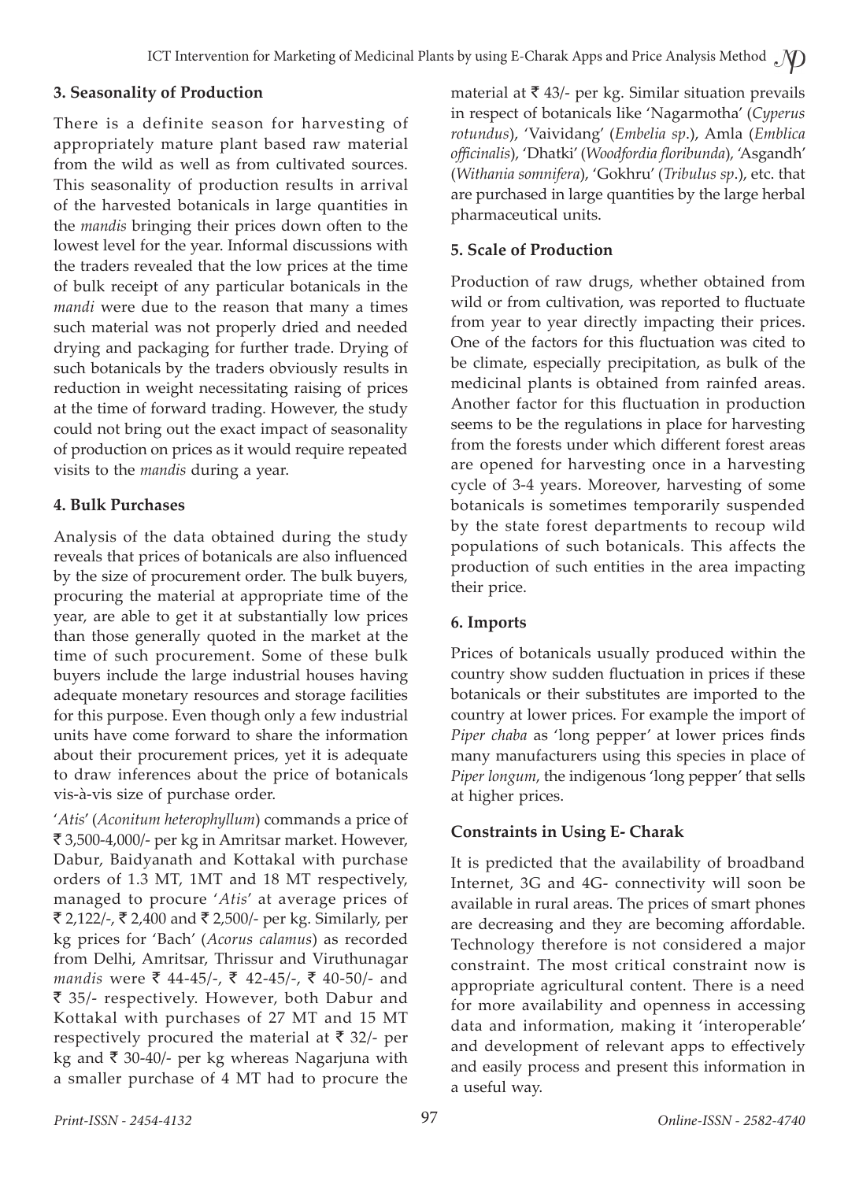### 3. Seasonality of Production

There is a definite season for harvesting of appropriately mature plant based raw material from the wild as well as from cultivated sources. This seasonality of production results in arrival of the harvested botanicals in large quantities in the *mandis* bringing their prices down often to the lowest level for the year. Informal discussions with the traders revealed that the low prices at the time of bulk receipt of any particular botanicals in the *mandi* were due to the reason that many a times such material was not properly dried and needed drying and packaging for further trade. Drying of such botanicals by the traders obviously results in reduction in weight necessitating raising of prices at the time of forward trading. However, the study could not bring out the exact impact of seasonality of production on prices as it would require repeated visits to the *mandis* during a year.

### 4. Bulk Purchases

Analysis of the data obtained during the study reveals that prices of botanicals are also influenced by the size of procurement order. The bulk buyers, procuring the material at appropriate time of the year, are able to get it at substantially low prices than those generally quoted in the market at the time of such procurement. Some of these bulk buyers include the large industrial houses having adequate monetary resources and storage facilities for this purpose. Even though only a few industrial units have come forward to share the information about their procurement prices, yet it is adequate to draw inferences about the price of botanicals vis-à-vis size of purchase order.

'*Atis*' (*Aconitum heterophyllum*) commands a price of ₹ 3,500-4,000/- per kg in Amritsar market. However, Dabur, Baidyanath and Kottakal with purchase orders of 1.3 MT, 1MT and 18 MT respectively, managed to procure '*Atis*' at average prices of ₹ 2,122/-, ₹ 2,400 and ₹ 2,500/- per kg. Similarly, per kg prices for 'Bach' (*Acorus calamus*) as recorded from Delhi, Amritsar, Thrissur and Viruthunagar *mandis* were ₹ 44-45/-, ₹ 42-45/-, ₹ 40-50/- and ₹ 35/- respectively. However, both Dabur and Kottakal with purchases of 27 MT and 15 MT respectively procured the material at ₹ 32/- per kg and ₹ 30-40/- per kg whereas Nagarjuna with a smaller purchase of 4 MT had to procure the material at ₹ 43/- per kg. Similar situation prevails in respect of botanicals like 'Nagarmotha' (*Cyperus rotundus*), 'Vaividang' (*Embelia sp*.), Amla (*Emblica officinalis*), 'Dhatki' (*Woodfordia floribunda*), 'Asgandh' (*Withania somnifera*), 'Gokhru' (*Tribulus sp*.), etc. that are purchased in large quantities by the large herbal pharmaceutical units.

### 5. Scale of Production

Production of raw drugs, whether obtained from wild or from cultivation, was reported to fluctuate from year to year directly impacting their prices. One of the factors for this fluctuation was cited to be climate, especially precipitation, as bulk of the medicinal plants is obtained from rainfed areas. Another factor for this fluctuation in production seems to be the regulations in place for harvesting from the forests under which different forest areas are opened for harvesting once in a harvesting cycle of 3-4 years. Moreover, harvesting of some botanicals is sometimes temporarily suspended by the state forest departments to recoup wild populations of such botanicals. This affects the production of such entities in the area impacting their price.

### 6. Imports

Prices of botanicals usually produced within the country show sudden fluctuation in prices if these botanicals or their substitutes are imported to the country at lower prices. For example the import of *Piper chaba* as 'long pepper' at lower prices finds many manufacturers using this species in place of *Piper longum*, the indigenous 'long pepper' that sells at higher prices.

### Constraints in Using E- Charak

It is predicted that the availability of broadband Internet, 3G and 4G- connectivity will soon be available in rural areas. The prices of smart phones are decreasing and they are becoming affordable. Technology therefore is not considered a major constraint. The most critical constraint now is appropriate agricultural content. There is a need for more availability and openness in accessing data and information, making it 'interoperable' and development of relevant apps to effectively and easily process and present this information in a useful way.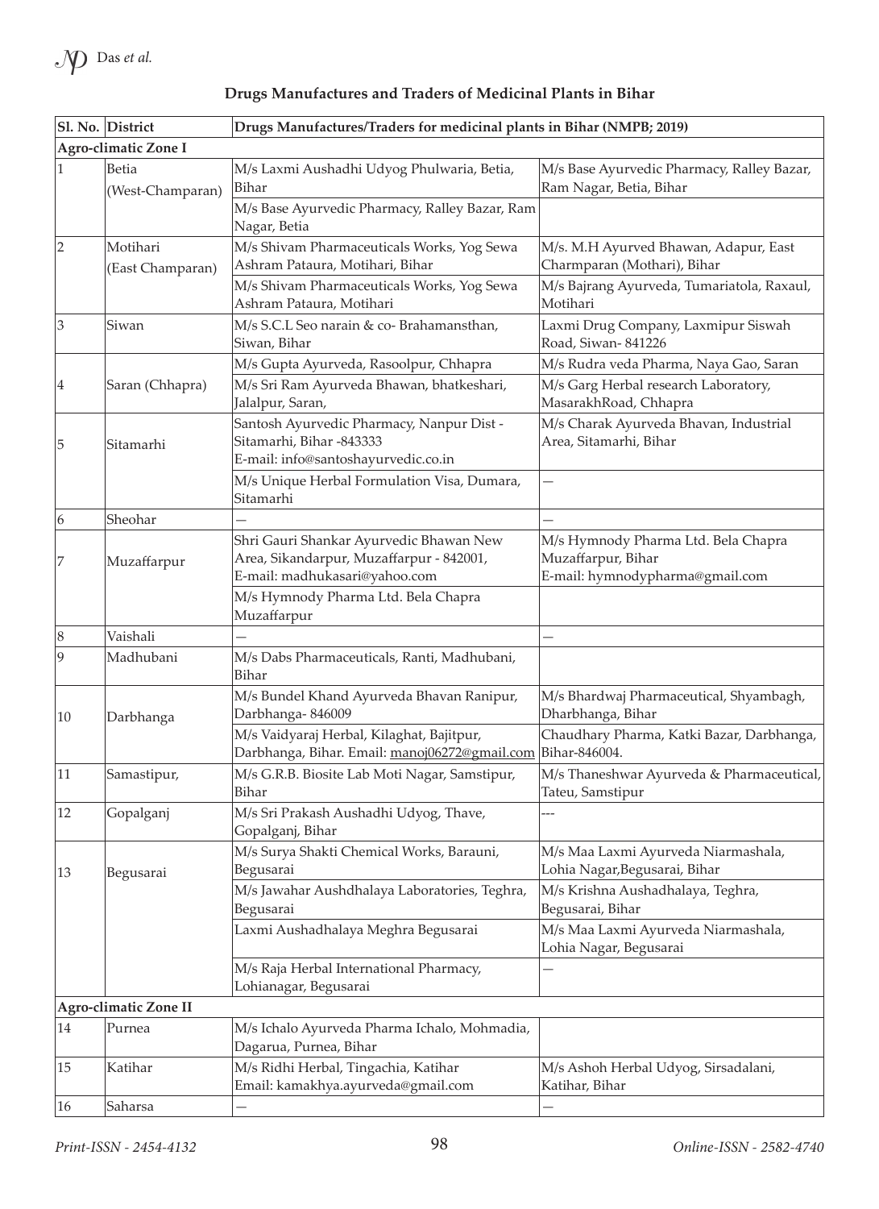**Drugs Manufactures and Traders of Medicinal Plants in Bihar**

| Sl. No. | District | Drugs Manufactures/Traders for medicinal plants in Bihar (NMPB; 2019) | |
|---|---|---|---|
| **Agro-climatic Zone I** | | | |
| 1 | Betia (West-Champaran) | M/s Laxmi Aushadhi Udyog Phulwaria, Betia, Bihar | M/s Base Ayurvedic Pharmacy, Ralley Bazar, Ram Nagar, Betia, Bihar |
| | | M/s Base Ayurvedic Pharmacy, Ralley Bazar, Ram Nagar, Betia | |
| 2 | Motihari (East Champaran) | M/s Shivam Pharmaceuticals Works, Yog Sewa Ashram Pataura, Motihari, Bihar | M/s. M.H Ayurved Bhawan, Adapur, East Charmparan (Mothari), Bihar |
| | | M/s Shivam Pharmaceuticals Works, Yog Sewa Ashram Pataura, Motihari | M/s Bajrang Ayurveda, Tumariatola, Raxaul, Motihari |
| 3 | Siwan | M/s S.C.L Seo narain & co- Brahamansthan, Siwan, Bihar | Laxmi Drug Company, Laxmipur Siswah Road, Siwan- 841226 |
| 4 | Saran (Chhapra) | M/s Gupta Ayurveda, Rasoolpur, Chhapra | M/s Rudra veda Pharma, Naya Gao, Saran |
| | | M/s Sri Ram Ayurveda Bhawan, bhatkeshari, Jalalpur, Saran, | M/s Garg Herbal research Laboratory, MasarakhRoad, Chhapra |
| 5 | Sitamarhi | Santosh Ayurvedic Pharmacy, Nanpur Dist - Sitamarhi, Bihar -843333 E-mail: info@santoshayurvedic.co.in | M/s Charak Ayurveda Bhavan, Industrial Area, Sitamarhi, Bihar |
| | | M/s Unique Herbal Formulation Visa, Dumara, Sitamarhi | — |
| 6 | Sheohar | — | — |
| 7 | Muzaffarpur | Shri Gauri Shankar Ayurvedic Bhawan New Area, Sikandarpur, Muzaffarpur - 842001, E-mail: madhukasari@yahoo.com | M/s Hymnody Pharma Ltd. Bela Chapra Muzaffarpur, Bihar E-mail: hymnodypharma@gmail.com |
| | | M/s Hymnody Pharma Ltd. Bela Chapra Muzaffarpur | |
| 8 | Vaishali | — | — |
| 9 | Madhubani | M/s Dabs Pharmaceuticals, Ranti, Madhubani, Bihar | |
| 10 | Darbhanga | M/s Bundel Khand Ayurveda Bhavan Ranipur, Darbhanga- 846009 | M/s Bhardwaj Pharmaceutical, Shyambagh, Dharbhanga, Bihar |
| | | M/s Vaidyaraj Herbal, Kilaghat, Bajitpur, Darbhanga, Bihar. Email: manoj06272@gmail.com | Chaudhary Pharma, Katki Bazar, Darbhanga, Bihar-846004. |
| 11 | Samastipur, | M/s G.R.B. Biosite Lab Moti Nagar, Samstipur, Bihar | M/s Thaneshwar Ayurveda & Pharmaceutical, Tateu, Samstipur |
| 12 | Gopalganj | M/s Sri Prakash Aushadhi Udyog, Thave, Gopalganj, Bihar | --- |
| 13 | Begusarai | M/s Surya Shakti Chemical Works, Barauni, Begusarai | M/s Maa Laxmi Ayurveda Niarmashala, Lohia Nagar,Begusarai, Bihar |
| | | M/s Jawahar Aushdhalaya Laboratories, Teghra, Begusarai | M/s Krishna Aushadhalaya, Teghra, Begusarai, Bihar |
| | | Laxmi Aushadhalaya Meghra Begusarai | M/s Maa Laxmi Ayurveda Niarmashala, Lohia Nagar, Begusarai |
| | | M/s Raja Herbal International Pharmacy, Lohianagar, Begusarai | — |
| **Agro-climatic Zone II** | | | |
| 14 | Purnea | M/s Ichalo Ayurveda Pharma Ichalo, Mohmadia, Dagarua, Purnea, Bihar | |
| 15 | Katihar | M/s Ridhi Herbal, Tingachia, Katihar Email: kamakhya.ayurveda@gmail.com | M/s Ashoh Herbal Udyog, Sirsadalani, Katihar, Bihar |
| 16 | Saharsa | — | — |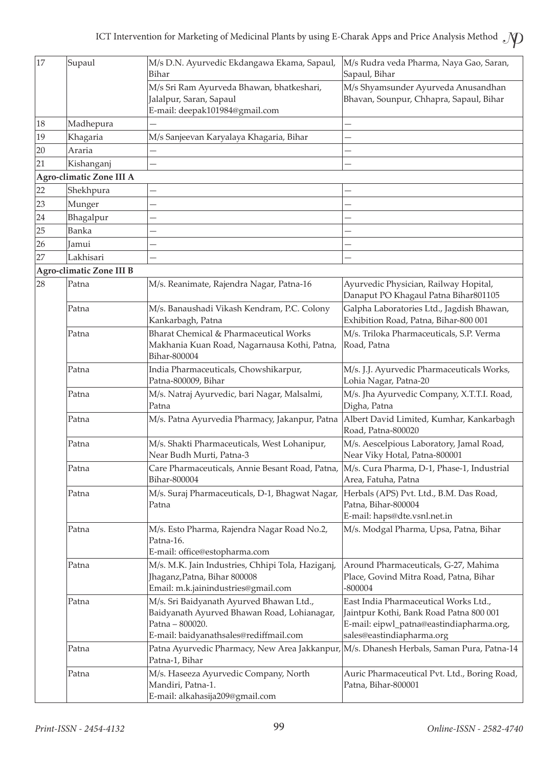| 17 | Supaul | M/s D.N. Ayurvedic Ekdangawa Ekama, Sapaul, Bihar | M/s Rudra veda Pharma, Naya Gao, Saran, Sapaul, Bihar |
|---|---|---|---|
| | | M/s Sri Ram Ayurveda Bhawan, bhatkeshari, Jalalpur, Saran, Sapaul<br>E-mail: deepak101984@gmail.com | M/s Shyamsunder Ayurveda Anusandhan Bhavan, Sounpur, Chhapra, Sapaul, Bihar |
| 18 | Madhepura | — | — |
| 19 | Khagaria | M/s Sanjeevan Karyalaya Khagaria, Bihar | — |
| 20 | Araria | — | — |
| 21 | Kishanganj | — | — |
| **Agro-climatic Zone III A** | | | |
| 22 | Shekhpura | — | — |
| 23 | Munger | — | — |
| 24 | Bhagalpur | — | — |
| 25 | Banka | — | — |
| 26 | Jamui | — | — |
| 27 | Lakhisari | — | — |
| **Agro-climatic Zone III B** | | | |
| 28 | Patna | M/s. Reanimate, Rajendra Nagar, Patna-16 | Ayurvedic Physician, Railway Hopital, Danaput PO Khagaul Patna Bihar801105 |
| | Patna | M/s. Banaushadi Vikash Kendram, P.C. Colony Kankarbagh, Patna | Galpha Laboratories Ltd., Jagdish Bhawan, Exhibition Road, Patna, Bihar-800 001 |
| | Patna | Bharat Chemical & Pharmaceutical Works Makhania Kuan Road, Nagarnausa Kothi, Patna, Bihar-800004 | M/s. Triloka Pharmaceuticals, S.P. Verma Road, Patna |
| | Patna | India Pharmaceuticals, Chowshikarpur, Patna-800009, Bihar | M/s. J.J. Ayurvedic Pharmaceuticals Works, Lohia Nagar, Patna-20 |
| | Patna | M/s. Natraj Ayurvedic, bari Nagar, Malsalmi, Patna | M/s. Jha Ayurvedic Company, X.T.T.I. Road, Digha, Patna |
| | Patna | M/s. Patna Ayurvedia Pharmacy, Jakanpur, Patna | Albert David Limited, Kumhar, Kankarbagh Road, Patna-800020 |
| | Patna | M/s. Shakti Pharmaceuticals, West Lohanipur, Near Budh Murti, Patna-3 | M/s. Aescelpious Laboratory, Jamal Road, Near Viky Hotal, Patna-800001 |
| | Patna | Care Pharmaceuticals, Annie Besant Road, Patna, Bihar-800004 | M/s. Cura Pharma, D-1, Phase-1, Industrial Area, Fatuha, Patna |
| | Patna | M/s. Suraj Pharmaceuticals, D-1, Bhagwat Nagar, Patna | Herbals (APS) Pvt. Ltd., B.M. Das Road, Patna, Bihar-800004<br>E-mail: haps@dte.vsnl.net.in |
| | Patna | M/s. Esto Pharma, Rajendra Nagar Road No.2, Patna-16.<br>E-mail: office@estopharma.com | M/s. Modgal Pharma, Upsa, Patna, Bihar |
| | Patna | M/s. M.K. Jain Industries, Chhipi Tola, Haziganj, Jhaganz,Patna, Bihar 800008<br>Email: m.k.jainindustries@gmail.com | Around Pharmaceuticals, G-27, Mahima Place, Govind Mitra Road, Patna, Bihar -800004 |
| | Patna | M/s. Sri Baidyanath Ayurved Bhawan Ltd., Baidyanath Ayurved Bhawan Road, Lohianagar, Patna – 800020.<br>E-mail: baidyanathsales@rediffmail.com | East India Pharmaceutical Works Ltd., Jaintpur Kothi, Bank Road Patna 800 001<br>E-mail: eipwl_patna@eastindiapharma.org, sales@eastindiapharma.org |
| | Patna | Patna Ayurvedic Pharmacy, New Area Jakkanpur, Patna-1, Bihar | M/s. Dhanesh Herbals, Saman Pura, Patna-14 |
| | Patna | M/s. Haseeza Ayurvedic Company, North Mandiri, Patna-1.<br>E-mail: alkahasija209@gmail.com | Auric Pharmaceutical Pvt. Ltd., Boring Road, Patna, Bihar-800001 |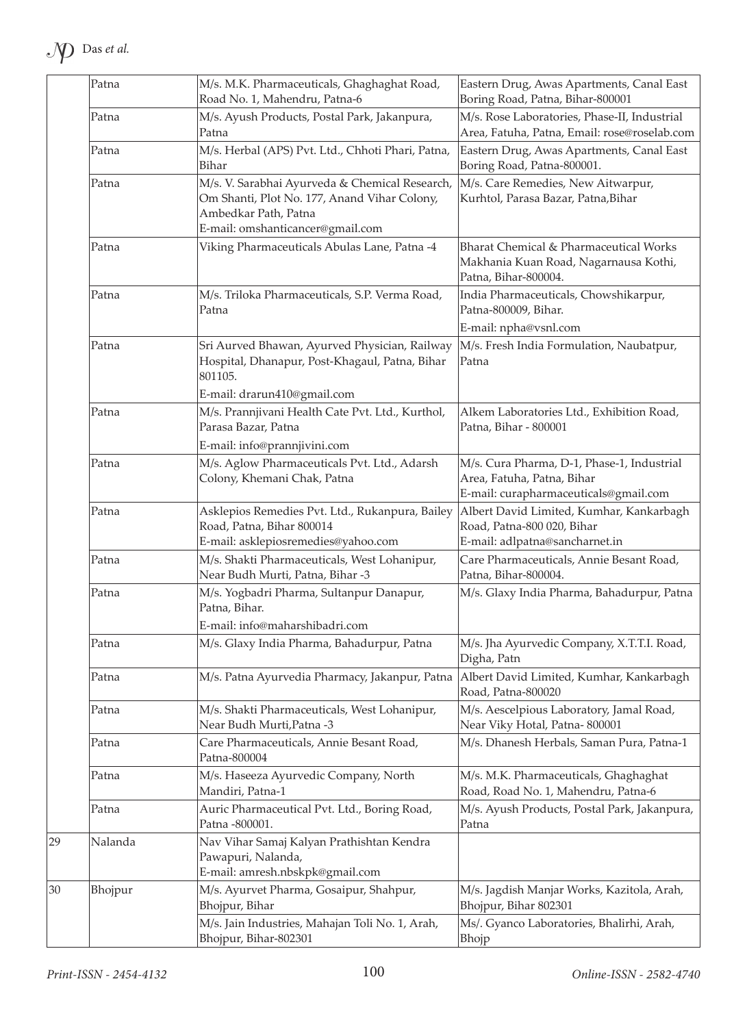|  | Patna | M/s. M.K. Pharmaceuticals, Ghaghaghat Road, Road No. 1, Mahendru, Patna-6 | Eastern Drug, Awas Apartments, Canal East Boring Road, Patna, Bihar-800001 |
|---|---|---|---|
|  | Patna | M/s. Ayush Products, Postal Park, Jakanpura, Patna | M/s. Rose Laboratories, Phase-II, Industrial Area, Fatuha, Patna, Email: rose@roselab.com |
|  | Patna | M/s. Herbal (APS) Pvt. Ltd., Chhoti Phari, Patna, Bihar | Eastern Drug, Awas Apartments, Canal East Boring Road, Patna-800001. |
|  | Patna | M/s. V. Sarabhai Ayurveda & Chemical Research, Om Shanti, Plot No. 177, Anand Vihar Colony, Ambedkar Path, Patna E-mail: omshanticancer@gmail.com | M/s. Care Remedies, New Aitwarpur, Kurhtol, Parasa Bazar, Patna,Bihar |
|  | Patna | Viking Pharmaceuticals Abulas Lane, Patna -4 | Bharat Chemical & Pharmaceutical Works Makhania Kuan Road, Nagarnausa Kothi, Patna, Bihar-800004. |
|  | Patna | M/s. Triloka Pharmaceuticals, S.P. Verma Road, Patna | India Pharmaceuticals, Chowshikarpur, Patna-800009, Bihar. E-mail: npha@vsnl.com |
|  | Patna | Sri Aurved Bhawan, Ayurved Physician, Railway Hospital, Dhanapur, Post-Khagaul, Patna, Bihar 801105. E-mail: drarun410@gmail.com | M/s. Fresh India Formulation, Naubatpur, Patna |
|  | Patna | M/s. Prannjivani Health Cate Pvt. Ltd., Kurthol, Parasa Bazar, Patna E-mail: info@prannjivini.com | Alkem Laboratories Ltd., Exhibition Road, Patna, Bihar - 800001 |
|  | Patna | M/s. Aglow Pharmaceuticals Pvt. Ltd., Adarsh Colony, Khemani Chak, Patna | M/s. Cura Pharma, D-1, Phase-1, Industrial Area, Fatuha, Patna, Bihar E-mail: curapharmaceuticals@gmail.com |
|  | Patna | Asklepios Remedies Pvt. Ltd., Rukanpura, Bailey Road, Patna, Bihar 800014 E-mail: asklepiosremedies@yahoo.com | Albert David Limited, Kumhar, Kankarbagh Road, Patna-800 020, Bihar E-mail: adlpatna@sancharnet.in |
|  | Patna | M/s. Shakti Pharmaceuticals, West Lohanipur, Near Budh Murti, Patna, Bihar -3 | Care Pharmaceuticals, Annie Besant Road, Patna, Bihar-800004. |
|  | Patna | M/s. Yogbadri Pharma, Sultanpur Danapur, Patna, Bihar. E-mail: info@maharshibadri.com | M/s. Glaxy India Pharma, Bahadurpur, Patna |
|  | Patna | M/s. Glaxy India Pharma, Bahadurpur, Patna | M/s. Jha Ayurvedic Company, X.T.T.I. Road, Digha, Patn |
|  | Patna | M/s. Patna Ayurvedia Pharmacy, Jakanpur, Patna | Albert David Limited, Kumhar, Kankarbagh Road, Patna-800020 |
|  | Patna | M/s. Shakti Pharmaceuticals, West Lohanipur, Near Budh Murti,Patna -3 | M/s. Aescelpious Laboratory, Jamal Road, Near Viky Hotal, Patna- 800001 |
|  | Patna | Care Pharmaceuticals, Annie Besant Road, Patna-800004 | M/s. Dhanesh Herbals, Saman Pura, Patna-1 |
|  | Patna | M/s. Haseeza Ayurvedic Company, North Mandiri, Patna-1 | M/s. M.K. Pharmaceuticals, Ghaghaghat Road, Road No. 1, Mahendru, Patna-6 |
|  | Patna | Auric Pharmaceutical Pvt. Ltd., Boring Road, Patna -800001. | M/s. Ayush Products, Postal Park, Jakanpura, Patna |
| 29 | Nalanda | Nav Vihar Samaj Kalyan Prathishtan Kendra Pawapuri, Nalanda, E-mail: amresh.nbskpk@gmail.com |  |
| 30 | Bhojpur | M/s. Ayurvet Pharma, Gosaipur, Shahpur, Bhojpur, Bihar | M/s. Jagdish Manjar Works, Kazitola, Arah, Bhojpur, Bihar 802301 |
|  |  | M/s. Jain Industries, Mahajan Toli No. 1, Arah, Bhojpur, Bihar-802301 | Ms/. Gyanco Laboratories, Bhalirhi, Arah, Bhojp |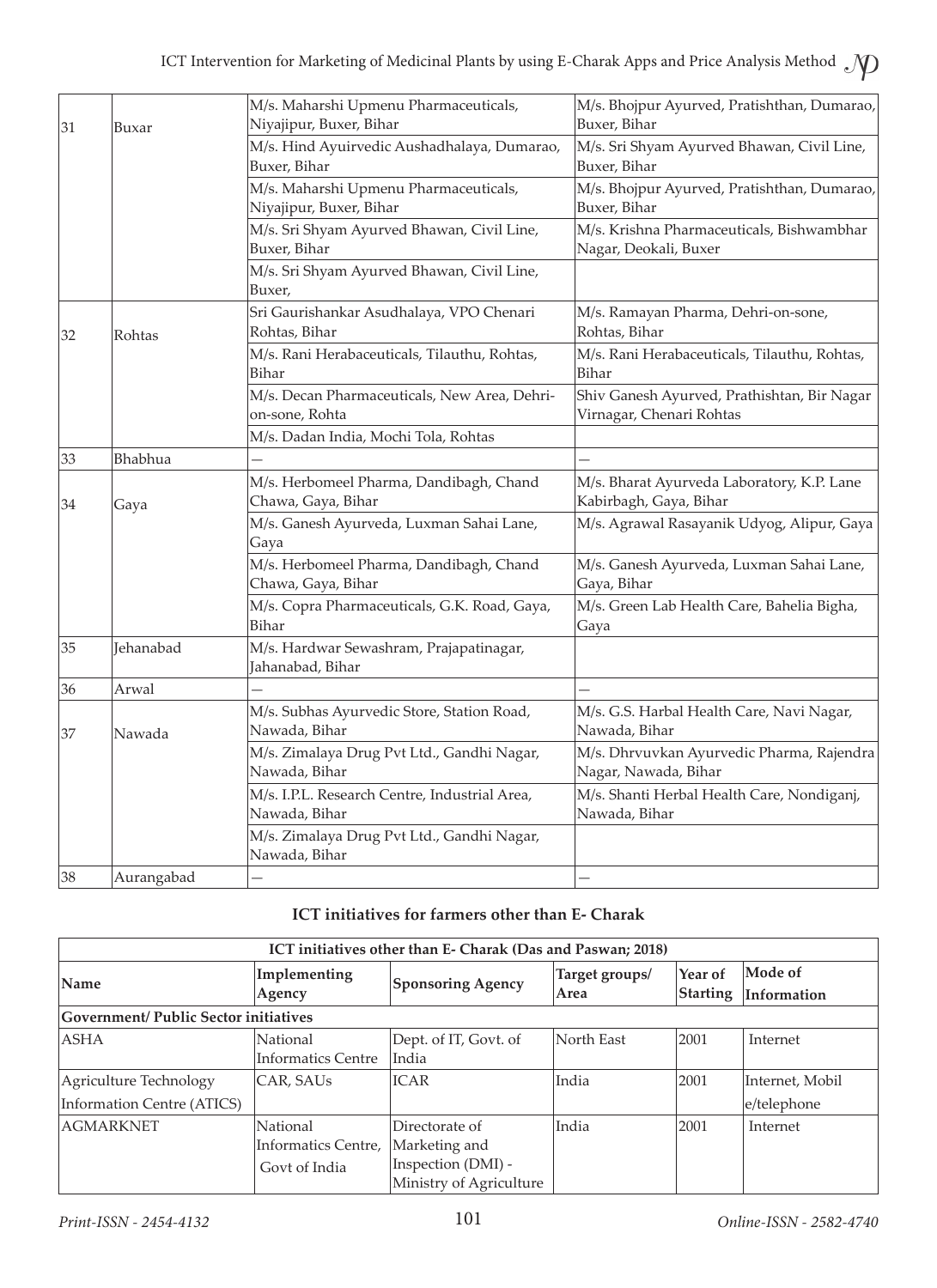| | | | |
|---|---|---|---|
| 31 | Buxar | M/s. Maharshi Upmenu Pharmaceuticals, Niyajipur, Buxer, Bihar | M/s. Bhojpur Ayurved, Pratishthan, Dumarao, Buxer, Bihar |
| | | M/s. Hind Ayuirvedic Aushadhalaya, Dumarao, Buxer, Bihar | M/s. Sri Shyam Ayurved Bhawan, Civil Line, Buxer, Bihar |
| | | M/s. Maharshi Upmenu Pharmaceuticals, Niyajipur, Buxer, Bihar | M/s. Bhojpur Ayurved, Pratishthan, Dumarao, Buxer, Bihar |
| | | M/s. Sri Shyam Ayurved Bhawan, Civil Line, Buxer, Bihar | M/s. Krishna Pharmaceuticals, Bishwambhar Nagar, Deokali, Buxer |
| | | M/s. Sri Shyam Ayurved Bhawan, Civil Line, Buxer, | |
| 32 | Rohtas | Sri Gaurishankar Asudhalaya, VPO Chenari Rohtas, Bihar | M/s. Ramayan Pharma, Dehri-on-sone, Rohtas, Bihar |
| | | M/s. Rani Herabaceuticals, Tilauthu, Rohtas, Bihar | M/s. Rani Herabaceuticals, Tilauthu, Rohtas, Bihar |
| | | M/s. Decan Pharmaceuticals, New Area, Dehri-on-sone, Rohta | Shiv Ganesh Ayurved, Prathishtan, Bir Nagar Virnagar, Chenari Rohtas |
| | | M/s. Dadan India, Mochi Tola, Rohtas | |
| 33 | Bhabhua | — | — |
| 34 | Gaya | M/s. Herbomeel Pharma, Dandibagh, Chand Chawa, Gaya, Bihar | M/s. Bharat Ayurveda Laboratory, K.P. Lane Kabirbagh, Gaya, Bihar |
| | | M/s. Ganesh Ayurveda, Luxman Sahai Lane, Gaya | M/s. Agrawal Rasayanik Udyog, Alipur, Gaya |
| | | M/s. Herbomeel Pharma, Dandibagh, Chand Chawa, Gaya, Bihar | M/s. Ganesh Ayurveda, Luxman Sahai Lane, Gaya, Bihar |
| | | M/s. Copra Pharmaceuticals, G.K. Road, Gaya, Bihar | M/s. Green Lab Health Care, Bahelia Bigha, Gaya |
| 35 | Jehanabad | M/s. Hardwar Sewashram, Prajapatinagar, Jahanabad, Bihar | |
| 36 | Arwal | — | — |
| 37 | Nawada | M/s. Subhas Ayurvedic Store, Station Road, Nawada, Bihar | M/s. G.S. Harbal Health Care, Navi Nagar, Nawada, Bihar |
| | | M/s. Zimalaya Drug Pvt Ltd., Gandhi Nagar, Nawada, Bihar | M/s. Dhrvuvkan Ayurvedic Pharma, Rajendra Nagar, Nawada, Bihar |
| | | M/s. I.P.L. Research Centre, Industrial Area, Nawada, Bihar | M/s. Shanti Herbal Health Care, Nondiganj, Nawada, Bihar |
| | | M/s. Zimalaya Drug Pvt Ltd., Gandhi Nagar, Nawada, Bihar | |
| 38 | Aurangabad | — | — |

### ICT initiatives for farmers other than E- Charak

| ICT initiatives other than E- Charak (Das and Paswan; 2018) | | | | | |
|---|---|---|---|---|---|
| Name | Implementing Agency | Sponsoring Agency | Target groups/ Area | Year of Starting | Mode of Information |
| **Government/ Public Sector initiatives** | | | | | |
| ASHA | National Informatics Centre | Dept. of IT, Govt. of India | North East | 2001 | Internet |
| Agriculture Technology Information Centre (ATICS) | CAR, SAUs | ICAR | India | 2001 | Internet, Mobil e/telephone |
| AGMARKNET | National Informatics Centre, Govt of India | Directorate of Marketing and Inspection (DMI) - Ministry of Agriculture | India | 2001 | Internet |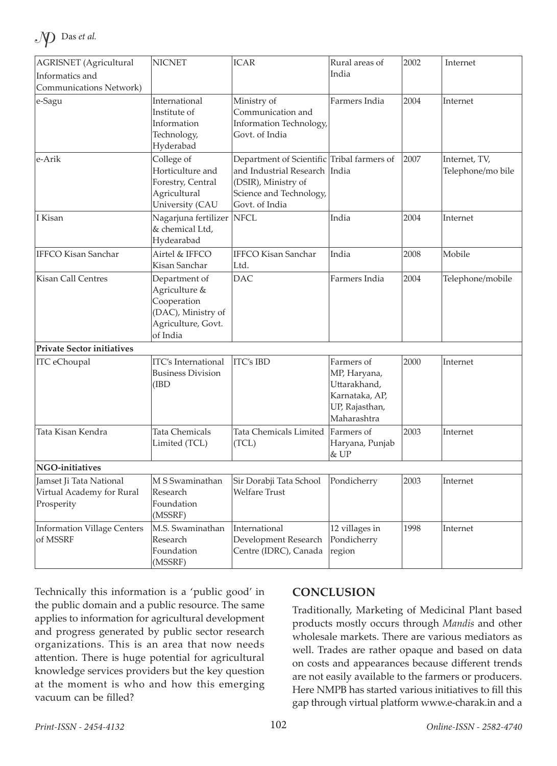| | | | | | |
|---|---|---|---|---|---|
| AGRISNET (Agricultural Informatics and Communications Network) | NICNET | ICAR | Rural areas of India | 2002 | Internet |
| e-Sagu | International Institute of Information Technology, Hyderabad | Ministry of Communication and Information Technology, Govt. of India | Farmers India | 2004 | Internet |
| e-Arik | College of Horticulture and Forestry, Central Agricultural University (CAU | Department of Scientific and Industrial Research (DSIR), Ministry of Science and Technology, Govt. of India | Tribal farmers of India | 2007 | Internet, TV, Telephone/mo bile |
| I Kisan | Nagarjuna fertilizer & chemical Ltd, Hydearabad | NFCL | India | 2004 | Internet |
| IFFCO Kisan Sanchar | Airtel & IFFCO Kisan Sanchar | IFFCO Kisan Sanchar Ltd. | India | 2008 | Mobile |
| Kisan Call Centres | Department of Agriculture & Cooperation (DAC), Ministry of Agriculture, Govt. of India | DAC | Farmers India | 2004 | Telephone/mobile |
| **Private Sector initiatives** | | | | | |
| ITC eChoupal | ITC's International Business Division (IBD | ITC's IBD | Farmers of MP, Haryana, Uttarakhand, Karnataka, AP, UP, Rajasthan, Maharashtra | 2000 | Internet |
| Tata Kisan Kendra | Tata Chemicals Limited (TCL) | Tata Chemicals Limited (TCL) | Farmers of Haryana, Punjab & UP | 2003 | Internet |
| **NGO-initiatives** | | | | | |
| Jamset Ji Tata National Virtual Academy for Rural Prosperity | M S Swaminathan Research Foundation (MSSRF) | Sir Dorabji Tata School Welfare Trust | Pondicherry | 2003 | Internet |
| Information Village Centers of MSSRF | M.S. Swaminathan Research Foundation (MSSRF) | International Development Research Centre (IDRC), Canada | 12 villages in Pondicherry region | 1998 | Internet |

Technically this information is a 'public good' in the public domain and a public resource. The same applies to information for agricultural development and progress generated by public sector research organizations. This is an area that now needs attention. There is huge potential for agricultural knowledge services providers but the key question at the moment is who and how this emerging vacuum can be filled?

## CONCLUSION

Traditionally, Marketing of Medicinal Plant based products mostly occurs through *Mandis* and other wholesale markets. There are various mediators as well. Trades are rather opaque and based on data on costs and appearances because different trends are not easily available to the farmers or producers. Here NMPB has started various initiatives to fill this gap through virtual platform www.e-charak.in and a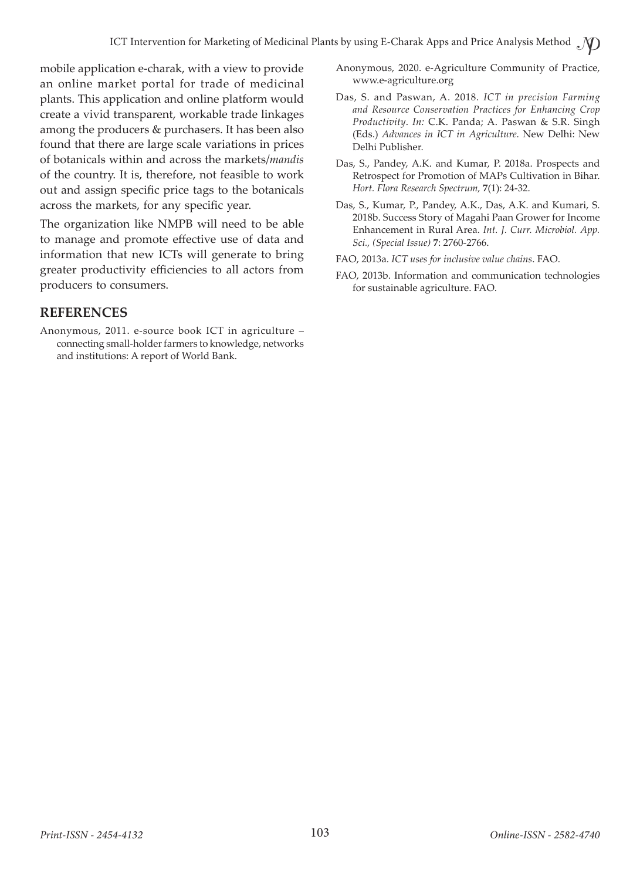mobile application e-charak, with a view to provide an online market portal for trade of medicinal plants. This application and online platform would create a vivid transparent, workable trade linkages among the producers & purchasers. It has been also found that there are large scale variations in prices of botanicals within and across the markets/*mandis* of the country. It is, therefore, not feasible to work out and assign specific price tags to the botanicals across the markets, for any specific year.

The organization like NMPB will need to be able to manage and promote effective use of data and information that new ICTs will generate to bring greater productivity efficiencies to all actors from producers to consumers.

## REFERENCES

Anonymous, 2011. e-source book ICT in agriculture – connecting small-holder farmers to knowledge, networks and institutions: A report of World Bank.

Anonymous, 2020. e-Agriculture Community of Practice, www.e-agriculture.org

Das, S. and Paswan, A. 2018. *ICT in precision Farming and Resource Conservation Practices for Enhancing Crop Productivity*. *In:* C.K. Panda; A. Paswan & S.R. Singh (Eds.) *Advances in ICT in Agriculture*. New Delhi: New Delhi Publisher.

Das, S., Pandey, A.K. and Kumar, P. 2018a. Prospects and Retrospect for Promotion of MAPs Cultivation in Bihar. *Hort. Flora Research Spectrum,* **7**(1): 24-32.

Das, S., Kumar, P., Pandey, A.K., Das, A.K. and Kumari, S. 2018b. Success Story of Magahi Paan Grower for Income Enhancement in Rural Area. *Int. J. Curr. Microbiol. App. Sci., (Special Issue)* **7**: 2760-2766.

FAO, 2013a. *ICT uses for inclusive value chains*. FAO.

FAO, 2013b. Information and communication technologies for sustainable agriculture. FAO.